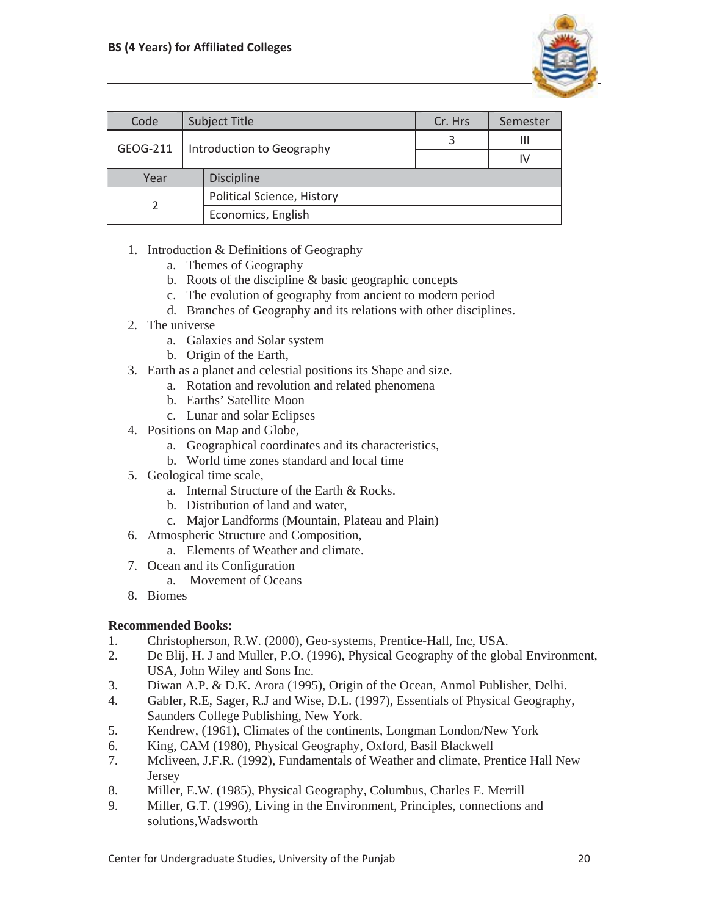| Code | Subject Title | Cr. Hrs | Semester |
|---|---|---|---|
| GEOG-211 | Introduction to Geography | 3 | III |
| | | | IV |
| **Year** | **Discipline** | | |
| 2 | Political Science, History | | |
| | Economics, English | | |

1. Introduction & Definitions of Geography
    a. Themes of Geography
    b. Roots of the discipline & basic geographic concepts
    c. The evolution of geography from ancient to modern period
    d. Branches of Geography and its relations with other disciplines.
2. The universe
    a. Galaxies and Solar system
    b. Origin of the Earth,
3. Earth as a planet and celestial positions its Shape and size.
    a. Rotation and revolution and related phenomena
    b. Earths' Satellite Moon
    c. Lunar and solar Eclipses
4. Positions on Map and Globe,
    a. Geographical coordinates and its characteristics,
    b. World time zones standard and local time
5. Geological time scale,
    a. Internal Structure of the Earth & Rocks.
    b. Distribution of land and water,
    c. Major Landforms (Mountain, Plateau and Plain)
6. Atmospheric Structure and Composition,
    a. Elements of Weather and climate.
7. Ocean and its Configuration
    a. Movement of Oceans
8. Biomes

**Recommended Books:**

1. Christopherson, R.W. (2000), Geo-systems, Prentice-Hall, Inc, USA.
2. De Blij, H. J and Muller, P.O. (1996), Physical Geography of the global Environment, USA, John Wiley and Sons Inc.
3. Diwan A.P. & D.K. Arora (1995), Origin of the Ocean, Anmol Publisher, Delhi.
4. Gabler, R.E, Sager, R.J and Wise, D.L. (1997), Essentials of Physical Geography, Saunders College Publishing, New York.
5. Kendrew, (1961), Climates of the continents, Longman London/New York
6. King, CAM (1980), Physical Geography, Oxford, Basil Blackwell
7. Mcliveen, J.F.R. (1992), Fundamentals of Weather and climate, Prentice Hall New Jersey
8. Miller, E.W. (1985), Physical Geography, Columbus, Charles E. Merrill
9. Miller, G.T. (1996), Living in the Environment, Principles, connections and solutions,Wadsworth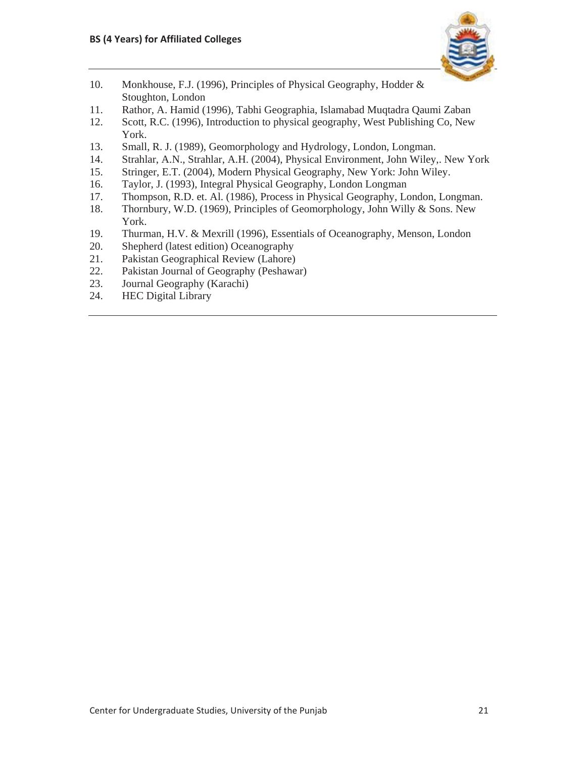10. Monkhouse, F.J. (1996), Principles of Physical Geography, Hodder & Stoughton, London
11. Rathor, A. Hamid (1996), Tabhi Geographia, Islamabad Muqtadra Qaumi Zaban
12. Scott, R.C. (1996), Introduction to physical geography, West Publishing Co, New York.
13. Small, R. J. (1989), Geomorphology and Hydrology, London, Longman.
14. Strahlar, A.N., Strahlar, A.H. (2004), Physical Environment, John Wiley,. New York
15. Stringer, E.T. (2004), Modern Physical Geography, New York: John Wiley.
16. Taylor, J. (1993), Integral Physical Geography, London Longman
17. Thompson, R.D. et. Al. (1986), Process in Physical Geography, London, Longman.
18. Thornbury, W.D. (1969), Principles of Geomorphology, John Willy & Sons. New York.
19. Thurman, H.V. & Mexrill (1996), Essentials of Oceanography, Menson, London
20. Shepherd (latest edition) Oceanography
21. Pakistan Geographical Review (Lahore)
22. Pakistan Journal of Geography (Peshawar)
23. Journal Geography (Karachi)
24. HEC Digital Library